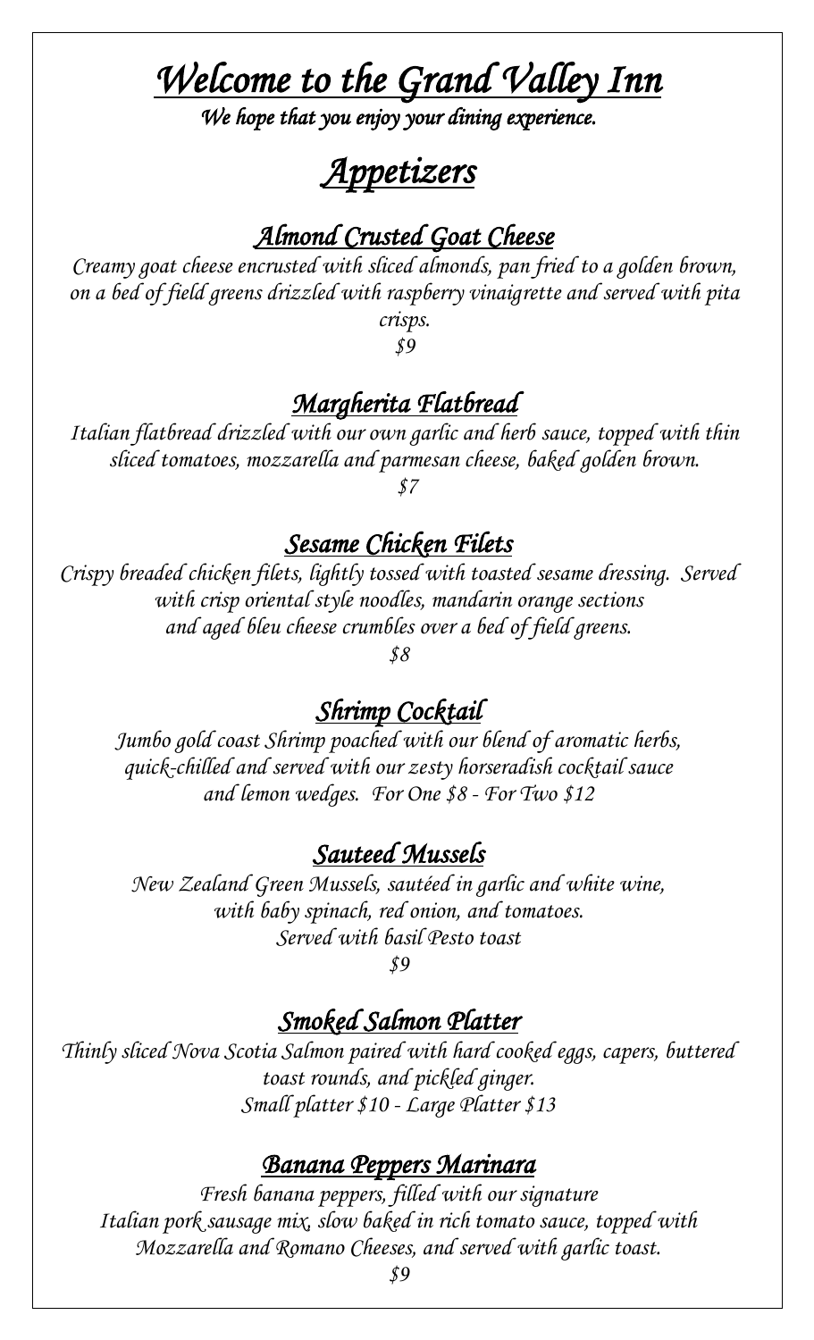# *Welcome to the Grand Valley Inn*

***We hope that you enjoy your dining experience.***

## *Appetizers*

### *Almond Crusted Goat Cheese*

*Creamy goat cheese encrusted with sliced almonds, pan fried to a golden brown, on a bed of field greens drizzled with raspberry vinaigrette and served with pita crisps.*

*$9*

### *Margherita Flatbread*

*Italian flatbread drizzled with our own garlic and herb sauce, topped with thin sliced tomatoes, mozzarella and parmesan cheese, baked golden brown.*

*$7*

### *Sesame Chicken Filets*

*Crispy breaded chicken filets, lightly tossed with toasted sesame dressing. Served with crisp oriental style noodles, mandarin orange sections and aged bleu cheese crumbles over a bed of field greens.*

*$8*

### *Shrimp Cocktail*

*Jumbo gold coast Shrimp poached with our blend of aromatic herbs, quick-chilled and served with our zesty horseradish cocktail sauce and lemon wedges. For One $8 - For Two $12*

### *Sauteed Mussels*

*New Zealand Green Mussels, sautéed in garlic and white wine, with baby spinach, red onion, and tomatoes. Served with basil Pesto toast*

*$9*

### *Smoked Salmon Platter*

*Thinly sliced Nova Scotia Salmon paired with hard cooked eggs, capers, buttered toast rounds, and pickled ginger. Small platter $10 - Large Platter $13*

### *Banana Peppers Marinara*

*Fresh banana peppers, filled with our signature Italian pork sausage mix, slow baked in rich tomato sauce, topped with Mozzarella and Romano Cheeses, and served with garlic toast.*

*$9*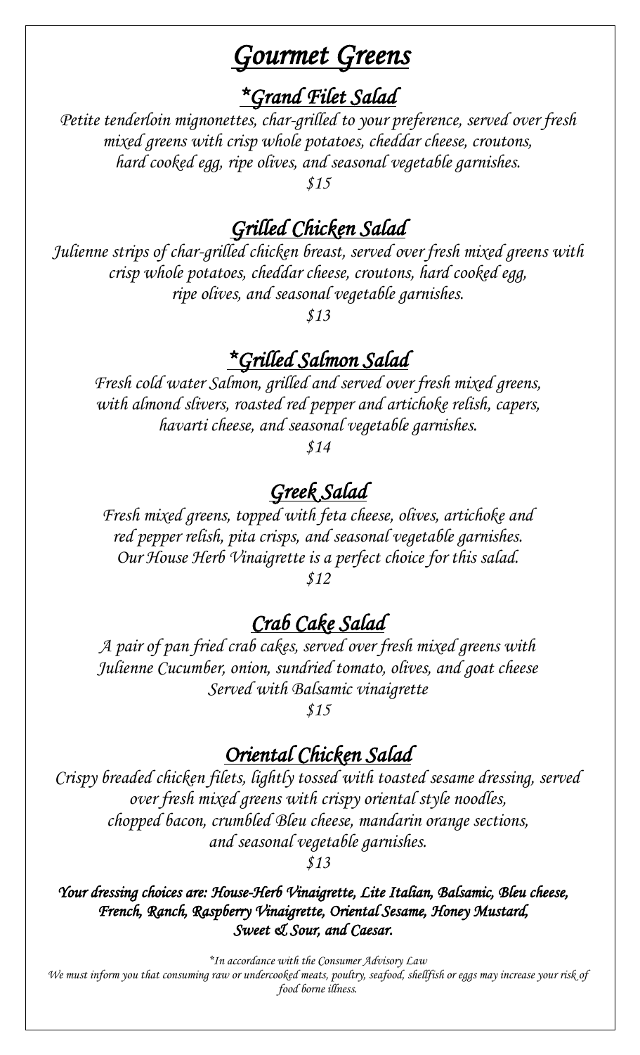# Gourmet Greens

## *Grand Filet Salad

*Petite tenderloin mignonettes, char-grilled to your preference, served over fresh mixed greens with crisp whole potatoes, cheddar cheese, croutons, hard cooked egg, ripe olives, and seasonal vegetable garnishes.*

*$15*

## Grilled Chicken Salad

*Julienne strips of char-grilled chicken breast, served over fresh mixed greens with crisp whole potatoes, cheddar cheese, croutons, hard cooked egg, ripe olives, and seasonal vegetable garnishes.*

*$13*

## *Grilled Salmon Salad

*Fresh cold water Salmon, grilled and served over fresh mixed greens, with almond slivers, roasted red pepper and artichoke relish, capers, havarti cheese, and seasonal vegetable garnishes.*

*$14*

## Greek Salad

*Fresh mixed greens, topped with feta cheese, olives, artichoke and red pepper relish, pita crisps, and seasonal vegetable garnishes. Our House Herb Vinaigrette is a perfect choice for this salad.*

*$12*

## Crab Cake Salad

*A pair of pan fried crab cakes, served over fresh mixed greens with Julienne Cucumber, onion, sundried tomato, olives, and goat cheese Served with Balsamic vinaigrette*

*$15*

## Oriental Chicken Salad

*Crispy breaded chicken filets, lightly tossed with toasted sesame dressing, served over fresh mixed greens with crispy oriental style noodles, chopped bacon, crumbled Bleu cheese, mandarin orange sections, and seasonal vegetable garnishes.*

*$13*

***Your dressing choices are: House-Herb Vinaigrette, Lite Italian, Balsamic, Bleu cheese, French, Ranch, Raspberry Vinaigrette, Oriental Sesame, Honey Mustard, Sweet & Sour, and Caesar.***

*\*In accordance with the Consumer Advisory Law*
*We must inform you that consuming raw or undercooked meats, poultry, seafood, shellfish or eggs may increase your risk of food borne illness.*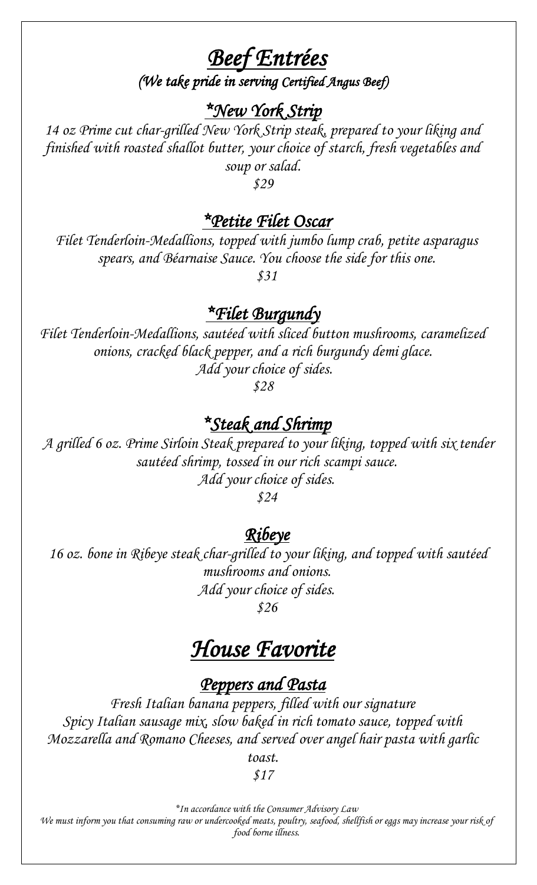# *Beef Entrées*

*(We take pride in serving Certified Angus Beef)*

## *\*New York Strip*

*14 oz Prime cut char-grilled New York Strip steak, prepared to your liking and finished with roasted shallot butter, your choice of starch, fresh vegetables and soup or salad.*

*$29*

## *\*Petite Filet Oscar*

*Filet Tenderloin-Medallions, topped with jumbo lump crab, petite asparagus spears, and Béarnaise Sauce. You choose the side for this one.*

*$31*

## *\*Filet Burgundy*

*Filet Tenderloin-Medallions, sautéed with sliced button mushrooms, caramelized onions, cracked black pepper, and a rich burgundy demi glace.*
*Add your choice of sides.*

*$28*

## *\*Steak and Shrimp*

*A grilled 6 oz. Prime Sirloin Steak prepared to your liking, topped with six tender sautéed shrimp, tossed in our rich scampi sauce.*
*Add your choice of sides.*

*$24*

## *Ribeye*

*16 oz. bone in Ribeye steak char-grilled to your liking, and topped with sautéed mushrooms and onions.*
*Add your choice of sides.*

*$26*

# *House Favorite*

## *Peppers and Pasta*

*Fresh Italian banana peppers, filled with our signature Spicy Italian sausage mix, slow baked in rich tomato sauce, topped with Mozzarella and Romano Cheeses, and served over angel hair pasta with garlic toast.*

*$17*

*\*In accordance with the Consumer Advisory Law*
*We must inform you that consuming raw or undercooked meats, poultry, seafood, shellfish or eggs may increase your risk of food borne illness.*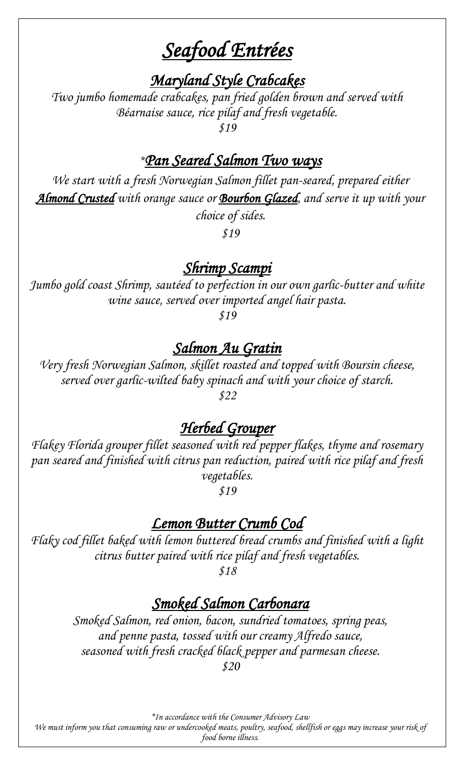# *Seafood Entrées*

## *Maryland Style Crabcakes*

*Two jumbo homemade crabcakes, pan fried golden brown and served with Béarnaise sauce, rice pilaf and fresh vegetable.*

*$19*

## **Pan Seared Salmon Two ways*

*We start with a fresh Norwegian Salmon fillet pan-seared, prepared either* ***Almond Crusted*** *with orange sauce or* ***Bourbon Glazed****, and serve it up with your choice of sides.*

*$19*

## *Shrimp Scampi*

*Jumbo gold coast Shrimp, sautéed to perfection in our own garlic-butter and white wine sauce, served over imported angel hair pasta.*

*$19*

## *Salmon Au Gratin*

*Very fresh Norwegian Salmon, skillet roasted and topped with Boursin cheese, served over garlic-wilted baby spinach and with your choice of starch.*

*$22*

## *Herbed Grouper*

*Flakey Florida grouper fillet seasoned with red pepper flakes, thyme and rosemary pan seared and finished with citrus pan reduction, paired with rice pilaf and fresh vegetables.*

*$19*

## *Lemon Butter Crumb Cod*

*Flaky cod fillet baked with lemon buttered bread crumbs and finished with a light citrus butter paired with rice pilaf and fresh vegetables.*

*$18*

## *Smoked Salmon Carbonara*

*Smoked Salmon, red onion, bacon, sundried tomatoes, spring peas, and penne pasta, tossed with our creamy Alfredo sauce, seasoned with fresh cracked black pepper and parmesan cheese.*

*$20*

**In accordance with the Consumer Advisory Law*
*We must inform you that consuming raw or undercooked meats, poultry, seafood, shellfish or eggs may increase your risk of food borne illness.*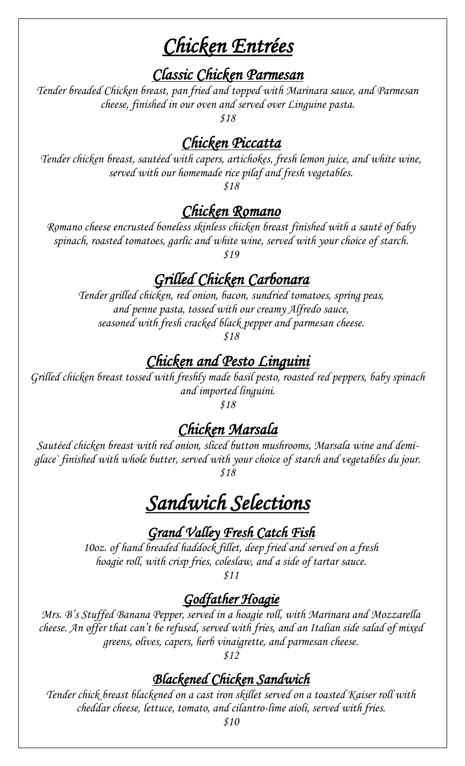# Chicken Entrées

## Classic Chicken Parmesan

*Tender breaded Chicken breast, pan fried and topped with Marinara sauce, and Parmesan cheese, finished in our oven and served over Linguine pasta.*

*$18*

## Chicken Piccatta

*Tender chicken breast, sautéed with capers, artichokes, fresh lemon juice, and white wine, served with our homemade rice pilaf and fresh vegetables.*

*$18*

## Chicken Romano

*Romano cheese encrusted boneless skinless chicken breast finished with a sauté of baby spinach, roasted tomatoes, garlic and white wine, served with your choice of starch.*

*$19*

## Grilled Chicken Carbonara

*Tender grilled chicken, red onion, bacon, sundried tomatoes, spring peas, and penne pasta, tossed with our creamy Alfredo sauce, seasoned with fresh cracked black pepper and parmesan cheese.*

*$18*

## Chicken and Pesto Linguini

*Grilled chicken breast tossed with freshly made basil pesto, roasted red peppers, baby spinach and imported linguini.*

*$18*

## Chicken Marsala

*Sautéed chicken breast with red onion, sliced button mushrooms, Marsala wine and demi-glace` finished with whole butter, served with your choice of starch and vegetables du jour.*

*$18*

# Sandwich Selections

## Grand Valley Fresh Catch Fish

*10oz. of hand breaded haddock fillet, deep fried and served on a fresh hoagie roll, with crisp fries, coleslaw, and a side of tartar sauce.*

*$11*

## Godfather Hoagie

*Mrs. B's Stuffed Banana Pepper, served in a hoagie roll, with Marinara and Mozzarella cheese. An offer that can't be refused, served with fries, and an Italian side salad of mixed greens, olives, capers, herb vinaigrette, and parmesan cheese.*

*$12*

## Blackened Chicken Sandwich

*Tender chick breast blackened on a cast iron skillet served on a toasted Kaiser roll with cheddar cheese, lettuce, tomato, and cilantro-lime aioli, served with fries.*

*$10*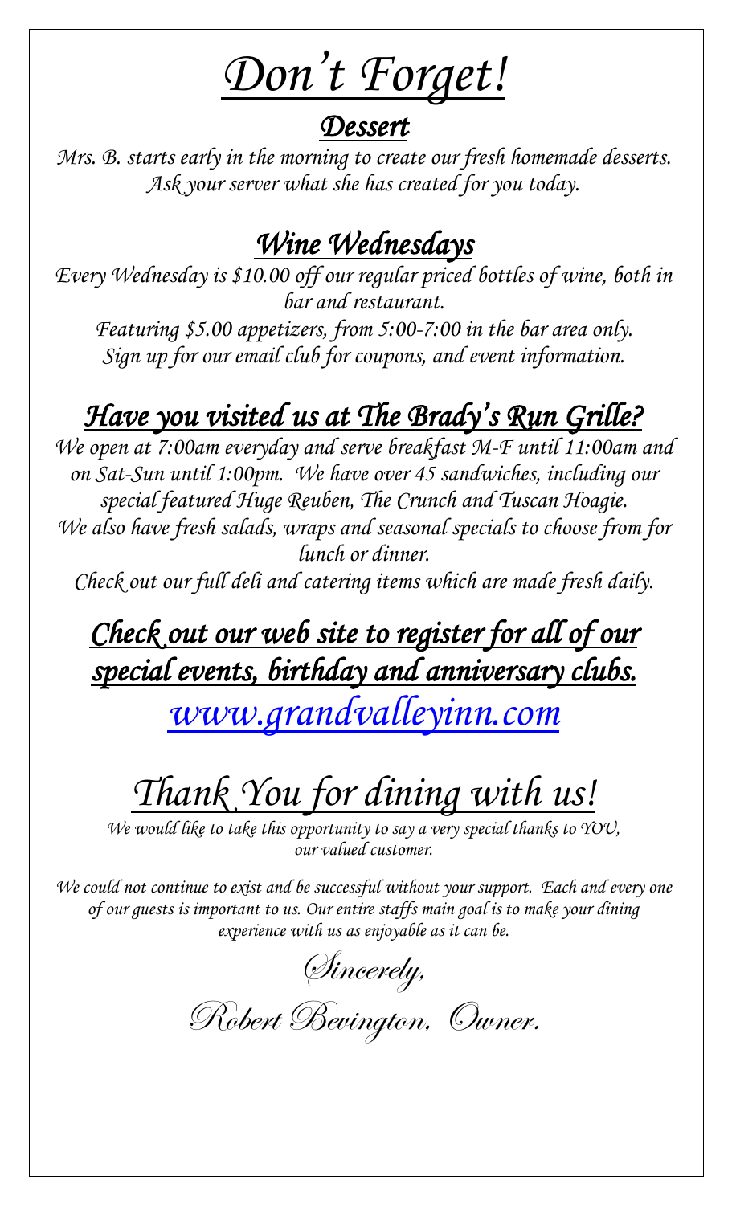# *Don't Forget!*

## *Dessert*

*Mrs. B. starts early in the morning to create our fresh homemade desserts. Ask your server what she has created for you today.*

## *Wine Wednesdays*

*Every Wednesday is $10.00 off our regular priced bottles of wine, both in bar and restaurant.*

*Featuring $5.00 appetizers, from 5:00-7:00 in the bar area only. Sign up for our email club for coupons, and event information.*

## *Have you visited us at The Brady's Run Grille?*

*We open at 7:00am everyday and serve breakfast M-F until 11:00am and on Sat-Sun until 1:00pm. We have over 45 sandwiches, including our special featured Huge Reuben, The Crunch and Tuscan Hoagie.*

*We also have fresh salads, wraps and seasonal specials to choose from for lunch or dinner.*

*Check out our full deli and catering items which are made fresh daily.*

## *Check out our web site to register for all of our special events, birthday and anniversary clubs.*

*www.grandvalleyinn.com*

# *Thank You for dining with us!*

*We would like to take this opportunity to say a very special thanks to YOU, our valued customer.*

*We could not continue to exist and be successful without your support. Each and every one of our guests is important to us. Our entire staffs main goal is to make your dining experience with us as enjoyable as it can be.*

*Sincerely,*

*Robert Bevington, Owner.*